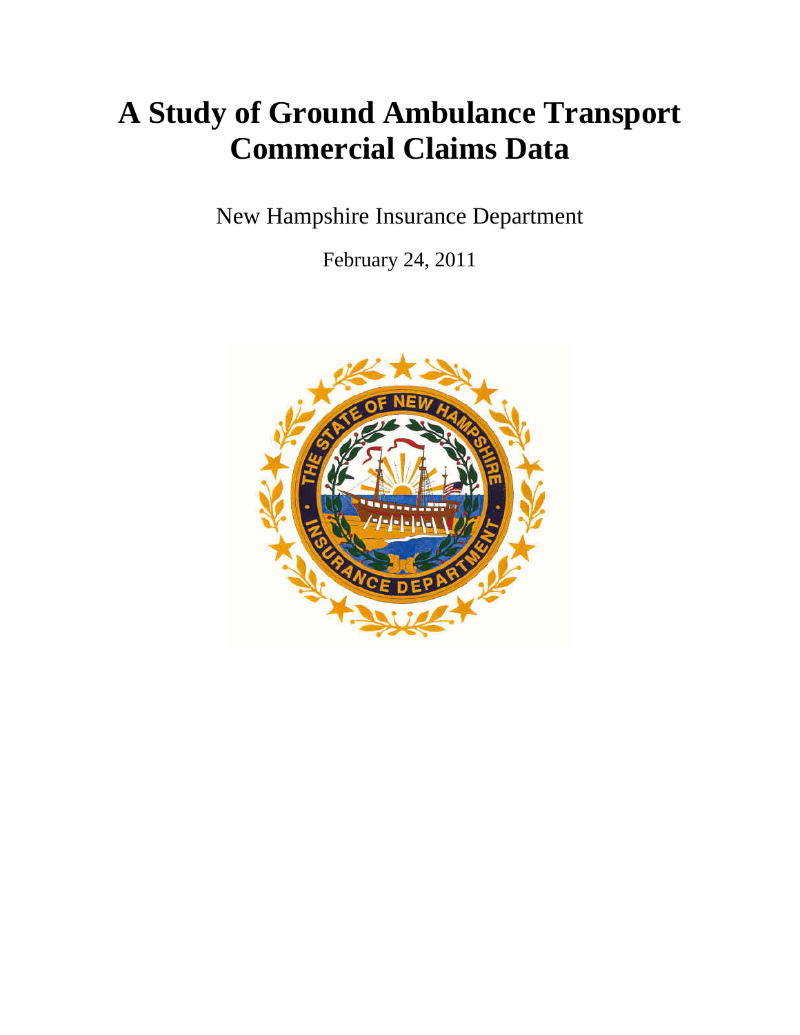# A Study of Ground Ambulance Transport Commercial Claims Data

New Hampshire Insurance Department

February 24, 2011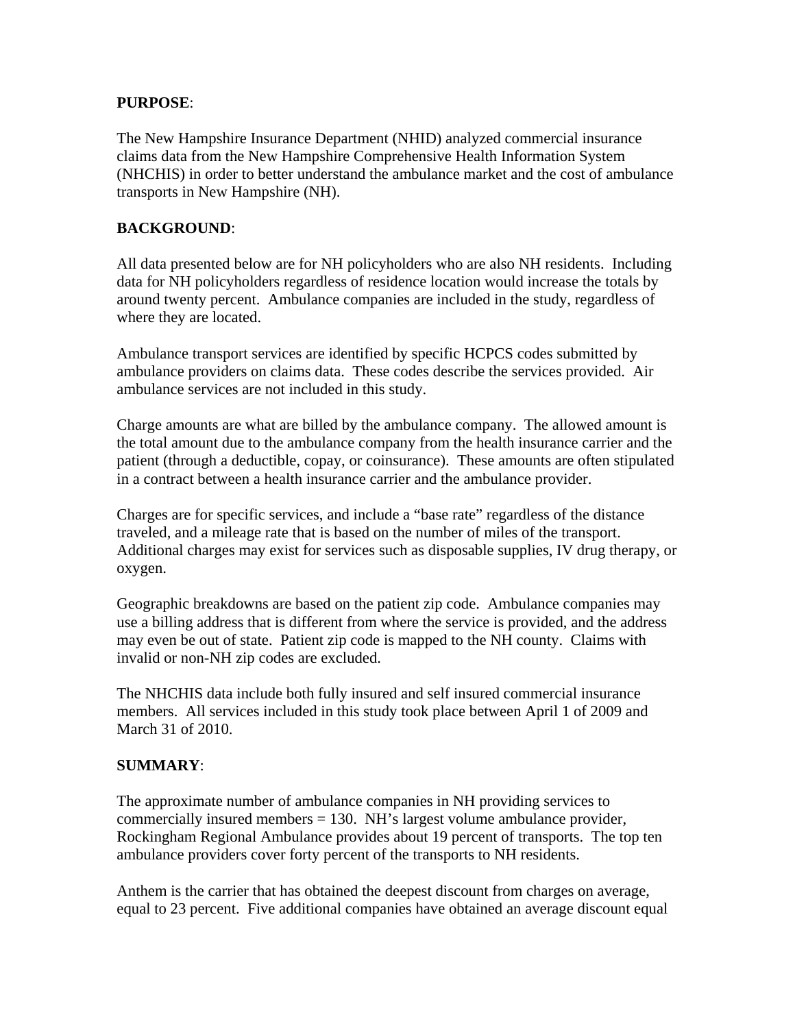**PURPOSE**:

The New Hampshire Insurance Department (NHID) analyzed commercial insurance claims data from the New Hampshire Comprehensive Health Information System (NHCHIS) in order to better understand the ambulance market and the cost of ambulance transports in New Hampshire (NH).

**BACKGROUND**:

All data presented below are for NH policyholders who are also NH residents. Including data for NH policyholders regardless of residence location would increase the totals by around twenty percent. Ambulance companies are included in the study, regardless of where they are located.

Ambulance transport services are identified by specific HCPCS codes submitted by ambulance providers on claims data. These codes describe the services provided. Air ambulance services are not included in this study.

Charge amounts are what are billed by the ambulance company. The allowed amount is the total amount due to the ambulance company from the health insurance carrier and the patient (through a deductible, copay, or coinsurance). These amounts are often stipulated in a contract between a health insurance carrier and the ambulance provider.

Charges are for specific services, and include a "base rate" regardless of the distance traveled, and a mileage rate that is based on the number of miles of the transport. Additional charges may exist for services such as disposable supplies, IV drug therapy, or oxygen.

Geographic breakdowns are based on the patient zip code. Ambulance companies may use a billing address that is different from where the service is provided, and the address may even be out of state. Patient zip code is mapped to the NH county. Claims with invalid or non-NH zip codes are excluded.

The NHCHIS data include both fully insured and self insured commercial insurance members. All services included in this study took place between April 1 of 2009 and March 31 of 2010.

**SUMMARY**:

The approximate number of ambulance companies in NH providing services to commercially insured members = 130. NH's largest volume ambulance provider, Rockingham Regional Ambulance provides about 19 percent of transports. The top ten ambulance providers cover forty percent of the transports to NH residents.

Anthem is the carrier that has obtained the deepest discount from charges on average, equal to 23 percent. Five additional companies have obtained an average discount equal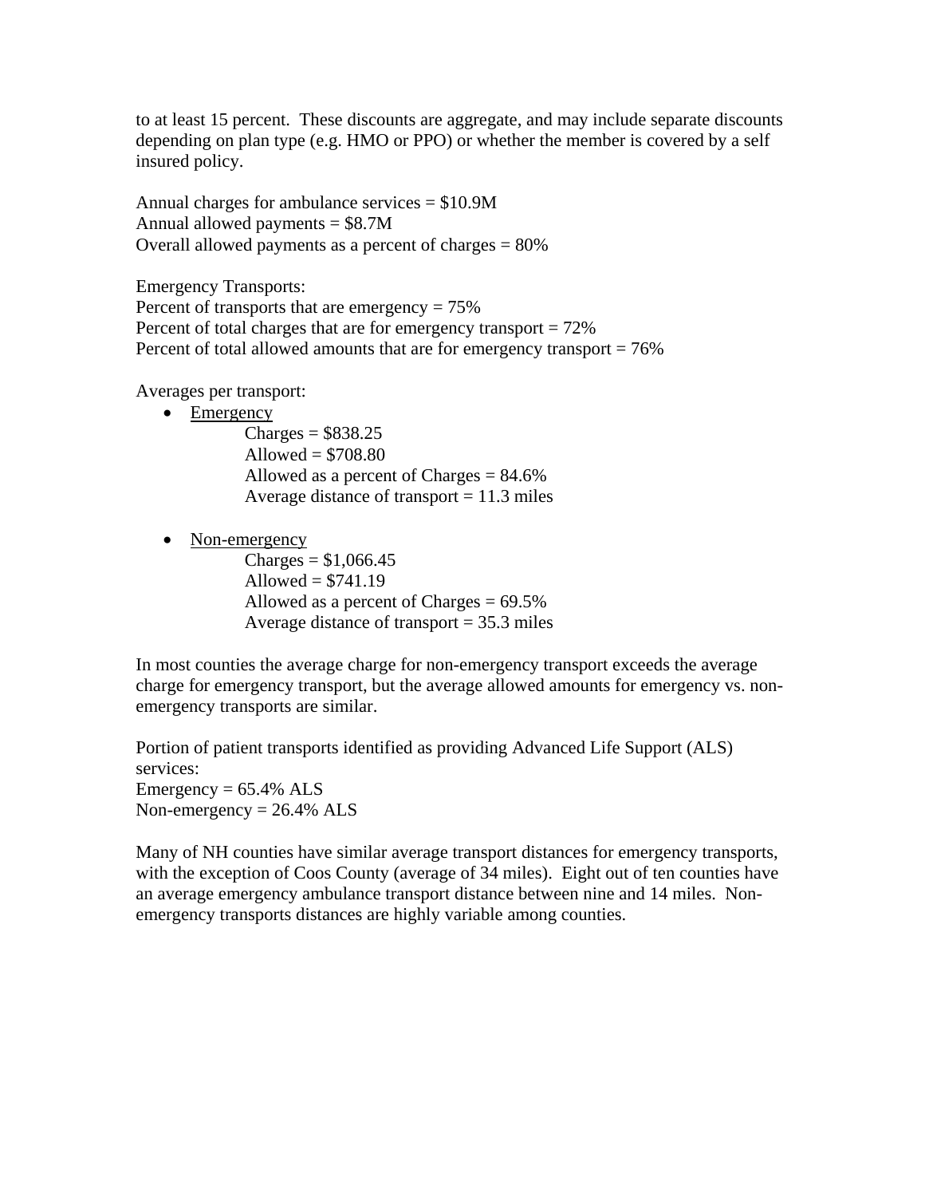to at least 15 percent. These discounts are aggregate, and may include separate discounts depending on plan type (e.g. HMO or PPO) or whether the member is covered by a self insured policy.

Annual charges for ambulance services = $10.9M
Annual allowed payments = $8.7M
Overall allowed payments as a percent of charges = 80%

Emergency Transports:
Percent of transports that are emergency = 75%
Percent of total charges that are for emergency transport = 72%
Percent of total allowed amounts that are for emergency transport = 76%

Averages per transport:

- <u>Emergency</u>
  - Charges = $838.25
  - Allowed = $708.80
  - Allowed as a percent of Charges = 84.6%
  - Average distance of transport = 11.3 miles

- <u>Non-emergency</u>
  - Charges = $1,066.45
  - Allowed = $741.19
  - Allowed as a percent of Charges = 69.5%
  - Average distance of transport = 35.3 miles

In most counties the average charge for non-emergency transport exceeds the average charge for emergency transport, but the average allowed amounts for emergency vs. non-emergency transports are similar.

Portion of patient transports identified as providing Advanced Life Support (ALS) services:
Emergency = 65.4% ALS
Non-emergency = 26.4% ALS

Many of NH counties have similar average transport distances for emergency transports, with the exception of Coos County (average of 34 miles). Eight out of ten counties have an average emergency ambulance transport distance between nine and 14 miles. Non-emergency transports distances are highly variable among counties.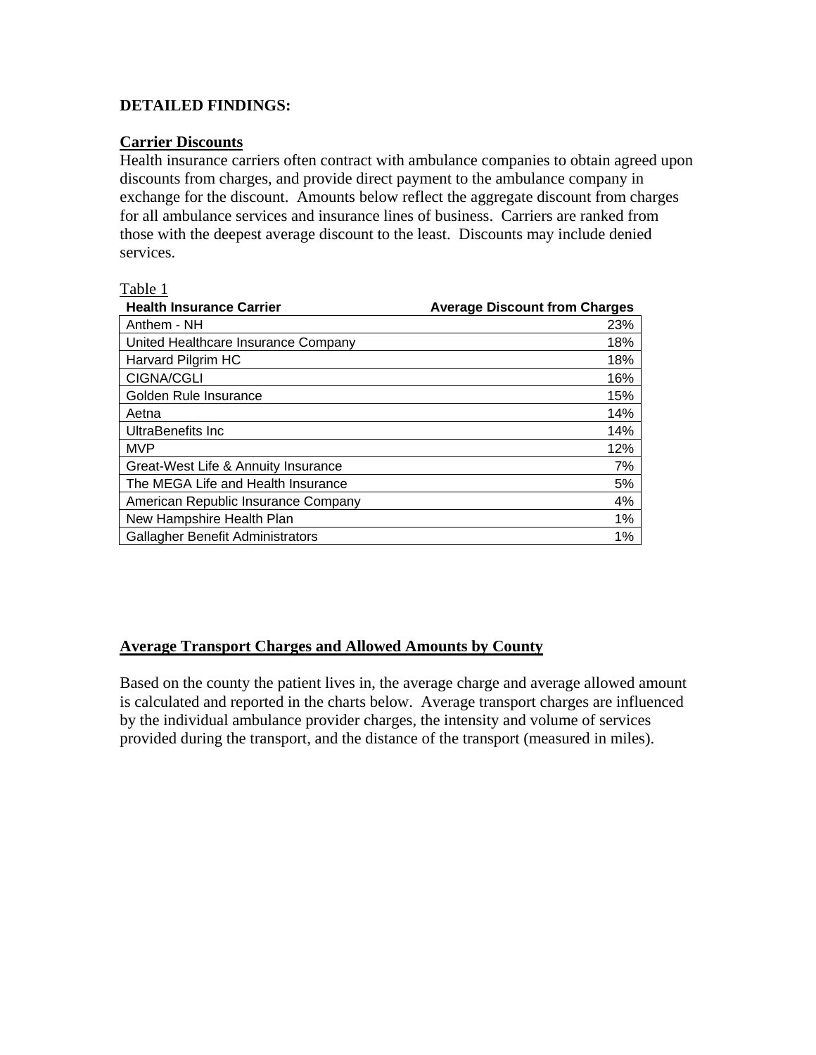**DETAILED FINDINGS:**

**Carrier Discounts**

Health insurance carriers often contract with ambulance companies to obtain agreed upon discounts from charges, and provide direct payment to the ambulance company in exchange for the discount. Amounts below reflect the aggregate discount from charges for all ambulance services and insurance lines of business. Carriers are ranked from those with the deepest average discount to the least. Discounts may include denied services.

Table 1

| Health Insurance Carrier | Average Discount from Charges |
| --- | --- |
| Anthem - NH | 23% |
| United Healthcare Insurance Company | 18% |
| Harvard Pilgrim HC | 18% |
| CIGNA/CGLI | 16% |
| Golden Rule Insurance | 15% |
| Aetna | 14% |
| UltraBenefits Inc | 14% |
| MVP | 12% |
| Great-West Life & Annuity Insurance | 7% |
| The MEGA Life and Health Insurance | 5% |
| American Republic Insurance Company | 4% |
| New Hampshire Health Plan | 1% |
| Gallagher Benefit Administrators | 1% |

**Average Transport Charges and Allowed Amounts by County**

Based on the county the patient lives in, the average charge and average allowed amount is calculated and reported in the charts below. Average transport charges are influenced by the individual ambulance provider charges, the intensity and volume of services provided during the transport, and the distance of the transport (measured in miles).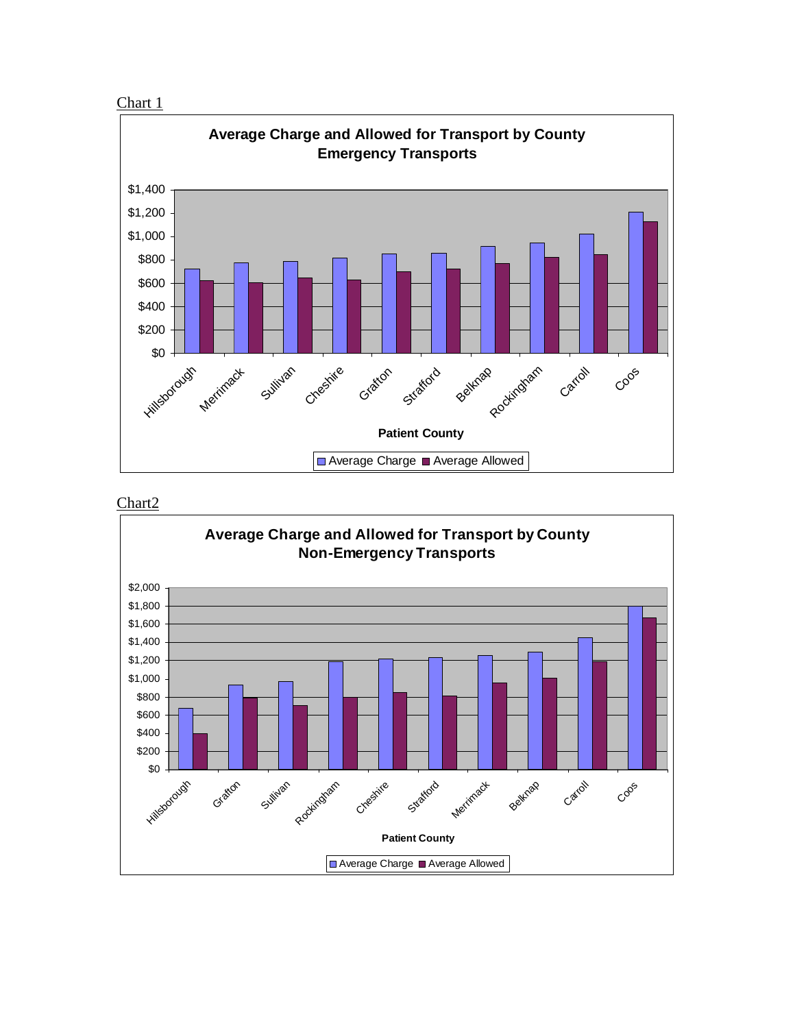Chart 1

**Average Charge and Allowed for Transport by County**
**Emergency Transports**

| Patient County | Average Charge | Average Allowed |
|---|---|---|
| Hillsborough | ~$720 | ~$620 |
| Merrimack | ~$770 | ~$600 |
| Sullivan | ~$780 | ~$640 |
| Cheshire | ~$810 | ~$625 |
| Grafton | ~$850 | ~$695 |
| Strafford | ~$855 | ~$720 |
| Belknap | ~$910 | ~$765 |
| Rockingham | ~$940 | ~$820 |
| Carroll | ~$1,020 | ~$840 |
| Coos | ~$1,205 | ~$1,125 |

Chart2

**Average Charge and Allowed for Transport by County**
**Non-Emergency Transports**

| Patient County | Average Charge | Average Allowed |
|---|---|---|
| Hillsborough | ~$670 | ~$390 |
| Grafton | ~$930 | ~$790 |
| Sullivan | ~$970 | ~$700 |
| Rockingham | ~$1,180 | ~$790 |
| Cheshire | ~$1,210 | ~$850 |
| Strafford | ~$1,230 | ~$810 |
| Merrimack | ~$1,250 | ~$950 |
| Belknap | ~$1,290 | ~$1,000 |
| Carroll | ~$1,440 | ~$1,180 |
| Coos | ~$1,790 | ~$1,660 |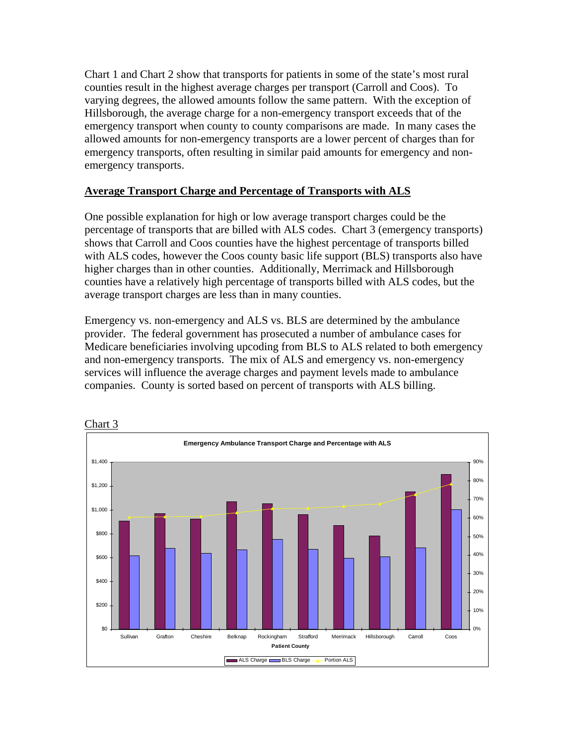Chart 1 and Chart 2 show that transports for patients in some of the state's most rural counties result in the highest average charges per transport (Carroll and Coos). To varying degrees, the allowed amounts follow the same pattern. With the exception of Hillsborough, the average charge for a non-emergency transport exceeds that of the emergency transport when county to county comparisons are made. In many cases the allowed amounts for non-emergency transports are a lower percent of charges than for emergency transports, often resulting in similar paid amounts for emergency and non-emergency transports.

## Average Transport Charge and Percentage of Transports with ALS

One possible explanation for high or low average transport charges could be the percentage of transports that are billed with ALS codes. Chart 3 (emergency transports) shows that Carroll and Coos counties have the highest percentage of transports billed with ALS codes, however the Coos county basic life support (BLS) transports also have higher charges than in other counties. Additionally, Merrimack and Hillsborough counties have a relatively high percentage of transports billed with ALS codes, but the average transport charges are less than in many counties.

Emergency vs. non-emergency and ALS vs. BLS are determined by the ambulance provider. The federal government has prosecuted a number of ambulance cases for Medicare beneficiaries involving upcoding from BLS to ALS related to both emergency and non-emergency transports. The mix of ALS and emergency vs. non-emergency services will influence the average charges and payment levels made to ambulance companies. County is sorted based on percent of transports with ALS billing.

Chart 3

**Emergency Ambulance Transport Charge and Percentage with ALS**

Legend: ALS Charge, BLS Charge, Portion ALS

Patient County: Sullivan, Grafton, Cheshire, Belknap, Rockingham, Strafford, Merrimack, Hillsborough, Carroll, Coos

Left axis: $0 – $1,400; Right axis: 0% – 90%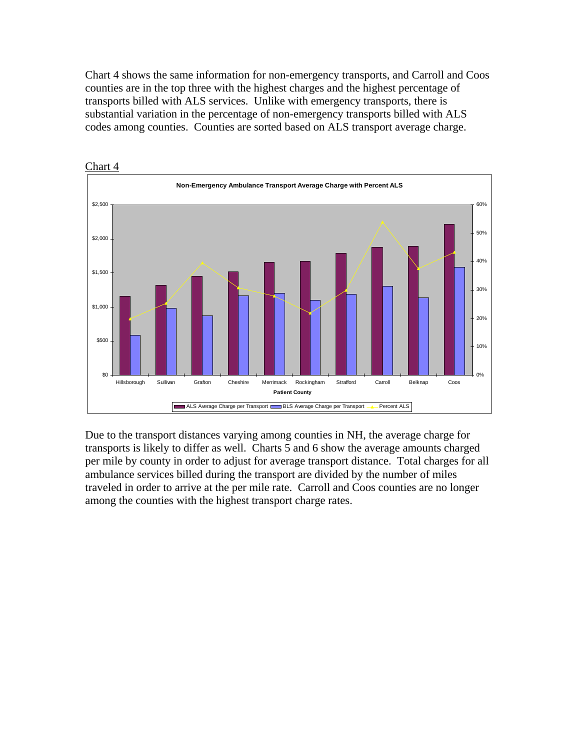Chart 4 shows the same information for non-emergency transports, and Carroll and Coos counties are in the top three with the highest charges and the highest percentage of transports billed with ALS services. Unlike with emergency transports, there is substantial variation in the percentage of non-emergency transports billed with ALS codes among counties. Counties are sorted based on ALS transport average charge.

Chart 4

**Non-Emergency Ambulance Transport Average Charge with Percent ALS**

Due to the transport distances varying among counties in NH, the average charge for transports is likely to differ as well. Charts 5 and 6 show the average amounts charged per mile by county in order to adjust for average transport distance. Total charges for all ambulance services billed during the transport are divided by the number of miles traveled in order to arrive at the per mile rate. Carroll and Coos counties are no longer among the counties with the highest transport charge rates.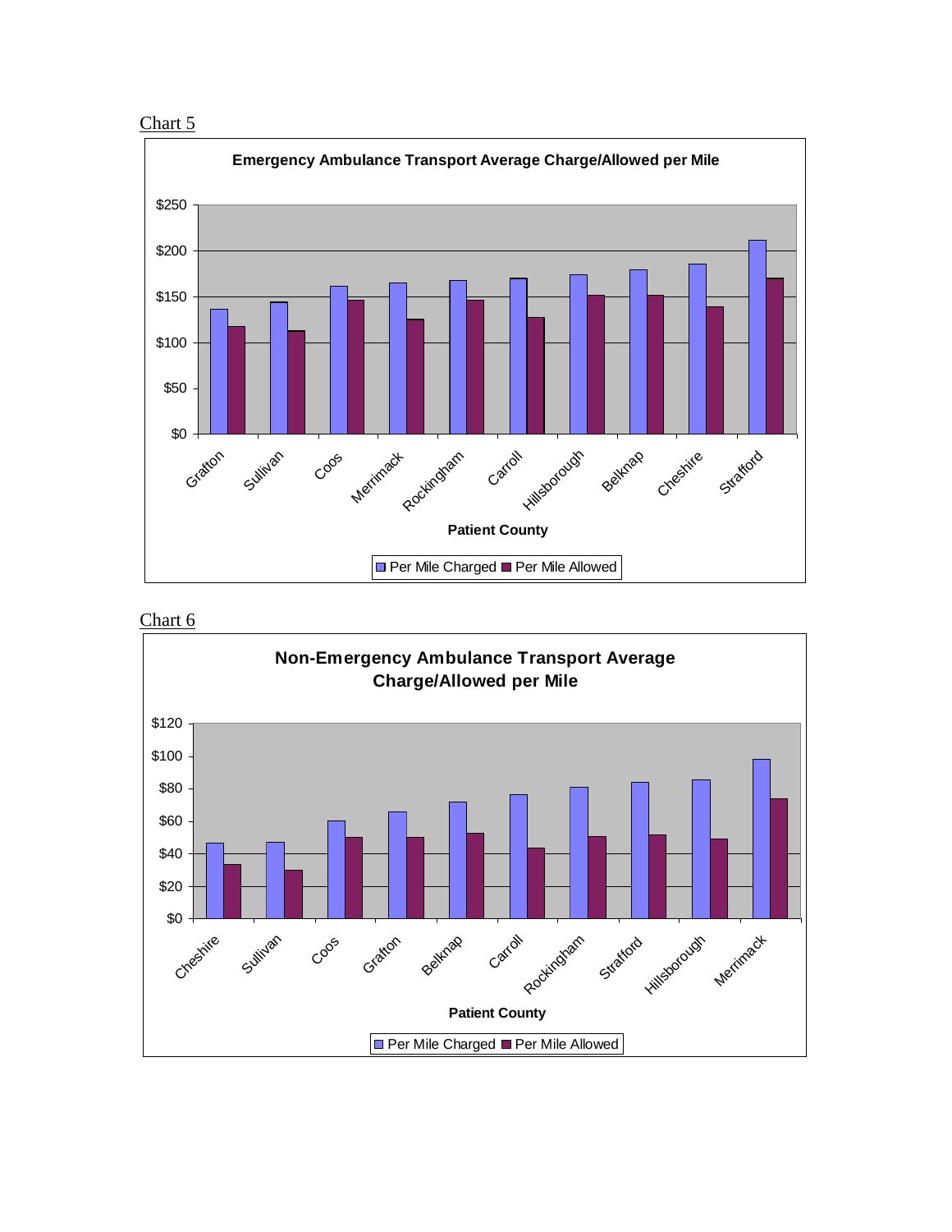Chart 5

**Emergency Ambulance Transport Average Charge/Allowed per Mile**

| Patient County | Per Mile Charged | Per Mile Allowed |
|---|---|---|
| Grafton | ~$137 | ~$118 |
| Sullivan | ~$144 | ~$113 |
| Coos | ~$162 | ~$147 |
| Merrimack | ~$165 | ~$126 |
| Rockingham | ~$168 | ~$147 |
| Carroll | ~$170 | ~$128 |
| Hillsborough | ~$174 | ~$152 |
| Belknap | ~$180 | ~$152 |
| Cheshire | ~$186 | ~$140 |
| Strafford | ~$212 | ~$170 |

Chart 6

**Non-Emergency Ambulance Transport Average Charge/Allowed per Mile**

| Patient County | Per Mile Charged | Per Mile Allowed |
|---|---|---|
| Cheshire | ~$47 | ~$33 |
| Sullivan | ~$47 | ~$30 |
| Coos | ~$60 | ~$50 |
| Grafton | ~$66 | ~$50 |
| Belknap | ~$72 | ~$53 |
| Carroll | ~$76 | ~$43 |
| Rockingham | ~$81 | ~$51 |
| Strafford | ~$84 | ~$52 |
| Hillsborough | ~$86 | ~$49 |
| Merrimack | ~$98 | ~$74 |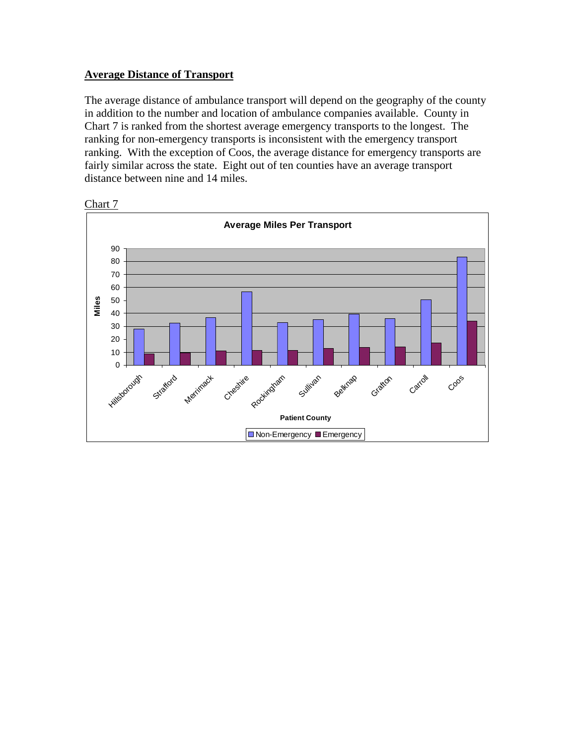## Average Distance of Transport

The average distance of ambulance transport will depend on the geography of the county in addition to the number and location of ambulance companies available. County in Chart 7 is ranked from the shortest average emergency transports to the longest. The ranking for non-emergency transports is inconsistent with the emergency transport ranking. With the exception of Coos, the average distance for emergency transports are fairly similar across the state. Eight out of ten counties have an average transport distance between nine and 14 miles.

Chart 7

**Average Miles Per Transport**

| Patient County | Non-Emergency | Emergency |
|---|---|---|
| Hillsborough | ~28 | ~9 |
| Strafford | ~32 | ~10 |
| Merrimack | ~37 | ~11 |
| Cheshire | ~57 | ~11 |
| Rockingham | ~33 | ~11 |
| Sullivan | ~35 | ~13 |
| Belknap | ~39 | ~14 |
| Grafton | ~36 | ~14 |
| Carroll | ~50 | ~17 |
| Coos | ~83 | ~34 |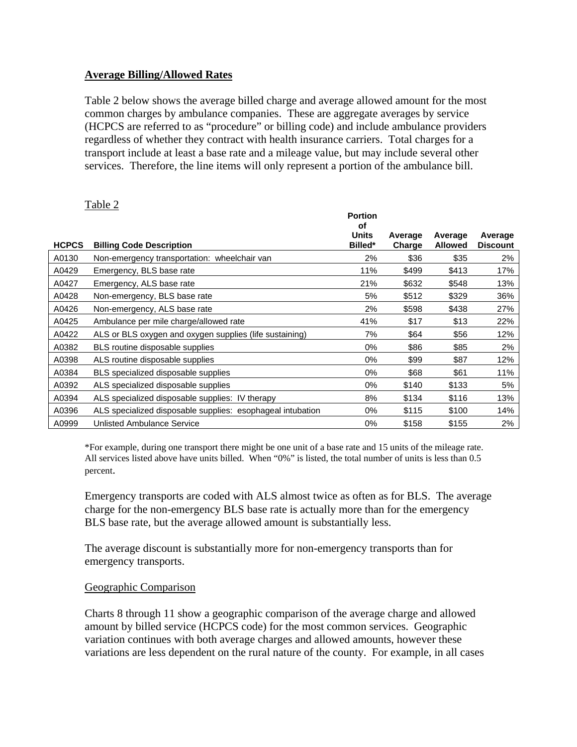**Average Billing/Allowed Rates**

Table 2 below shows the average billed charge and average allowed amount for the most common charges by ambulance companies. These are aggregate averages by service (HCPCS are referred to as "procedure" or billing code) and include ambulance providers regardless of whether they contract with health insurance carriers. Total charges for a transport include at least a base rate and a mileage value, but may include several other services. Therefore, the line items will only represent a portion of the ambulance bill.

Table 2

| HCPCS | Billing Code Description | Portion of Units Billed* | Average Charge | Average Allowed | Average Discount |
|---|---|---|---|---|---|
| A0130 | Non-emergency transportation: wheelchair van | 2% | $36 | $35 | 2% |
| A0429 | Emergency, BLS base rate | 11% | $499 | $413 | 17% |
| A0427 | Emergency, ALS base rate | 21% | $632 | $548 | 13% |
| A0428 | Non-emergency, BLS base rate | 5% | $512 | $329 | 36% |
| A0426 | Non-emergency, ALS base rate | 2% | $598 | $438 | 27% |
| A0425 | Ambulance per mile charge/allowed rate | 41% | $17 | $13 | 22% |
| A0422 | ALS or BLS oxygen and oxygen supplies (life sustaining) | 7% | $64 | $56 | 12% |
| A0382 | BLS routine disposable supplies | 0% | $86 | $85 | 2% |
| A0398 | ALS routine disposable supplies | 0% | $99 | $87 | 12% |
| A0384 | BLS specialized disposable supplies | 0% | $68 | $61 | 11% |
| A0392 | ALS specialized disposable supplies | 0% | $140 | $133 | 5% |
| A0394 | ALS specialized disposable supplies: IV therapy | 8% | $134 | $116 | 13% |
| A0396 | ALS specialized disposable supplies: esophageal intubation | 0% | $115 | $100 | 14% |
| A0999 | Unlisted Ambulance Service | 0% | $158 | $155 | 2% |

*For example, during one transport there might be one unit of a base rate and 15 units of the mileage rate. All services listed above have units billed. When "0%" is listed, the total number of units is less than 0.5 percent.

Emergency transports are coded with ALS almost twice as often as for BLS. The average charge for the non-emergency BLS base rate is actually more than for the emergency BLS base rate, but the average allowed amount is substantially less.

The average discount is substantially more for non-emergency transports than for emergency transports.

Geographic Comparison

Charts 8 through 11 show a geographic comparison of the average charge and allowed amount by billed service (HCPCS code) for the most common services. Geographic variation continues with both average charges and allowed amounts, however these variations are less dependent on the rural nature of the county. For example, in all cases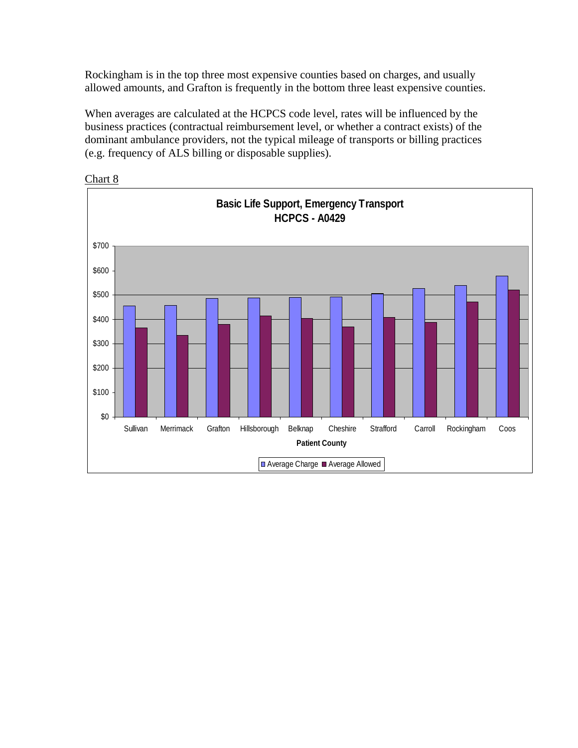Rockingham is in the top three most expensive counties based on charges, and usually allowed amounts, and Grafton is frequently in the bottom three least expensive counties.

When averages are calculated at the HCPCS code level, rates will be influenced by the business practices (contractual reimbursement level, or whether a contract exists) of the dominant ambulance providers, not the typical mileage of transports or billing practices (e.g. frequency of ALS billing or disposable supplies).

Chart 8

**Basic Life Support, Emergency Transport**
**HCPCS - A0429**

Patient County: Sullivan, Merrimack, Grafton, Hillsborough, Belknap, Cheshire, Strafford, Carroll, Rockingham, Coos

Legend: Average Charge, Average Allowed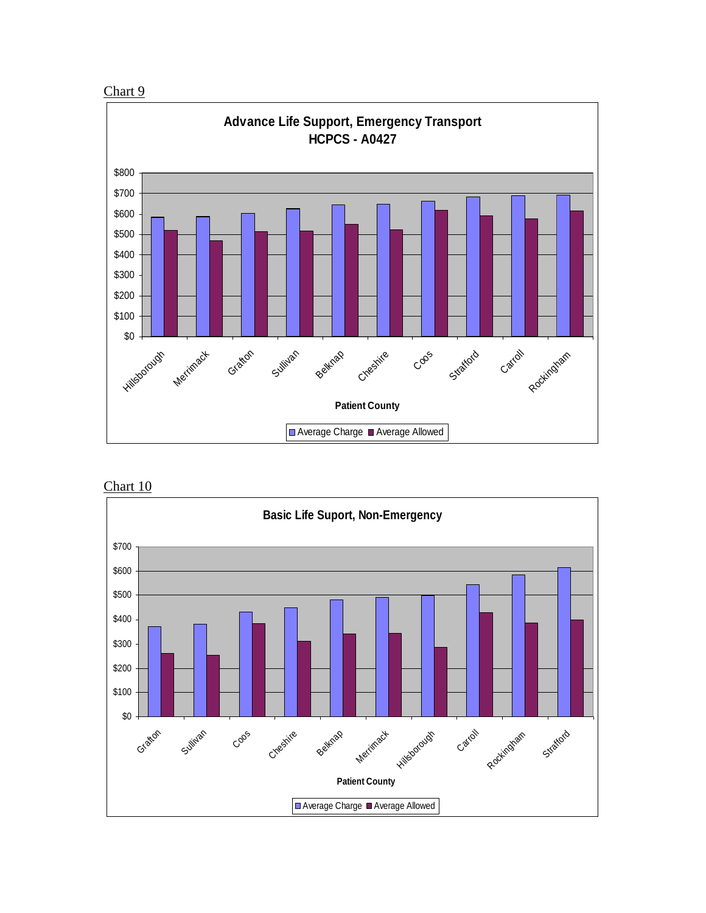Chart 9

**Advance Life Support, Emergency Transport**
**HCPCS - A0427**

Patient County: Hillsborough, Merrimack, Grafton, Sullivan, Belknap, Cheshire, Coos, Strafford, Carroll, Rockingham

Average Charge | Average Allowed

Chart 10

**Basic Life Suport, Non-Emergency**

Patient County: Grafton, Sullivan, Coos, Cheshire, Belknap, Merrimack, Hillsborough, Carroll, Rockingham, Strafford

Average Charge | Average Allowed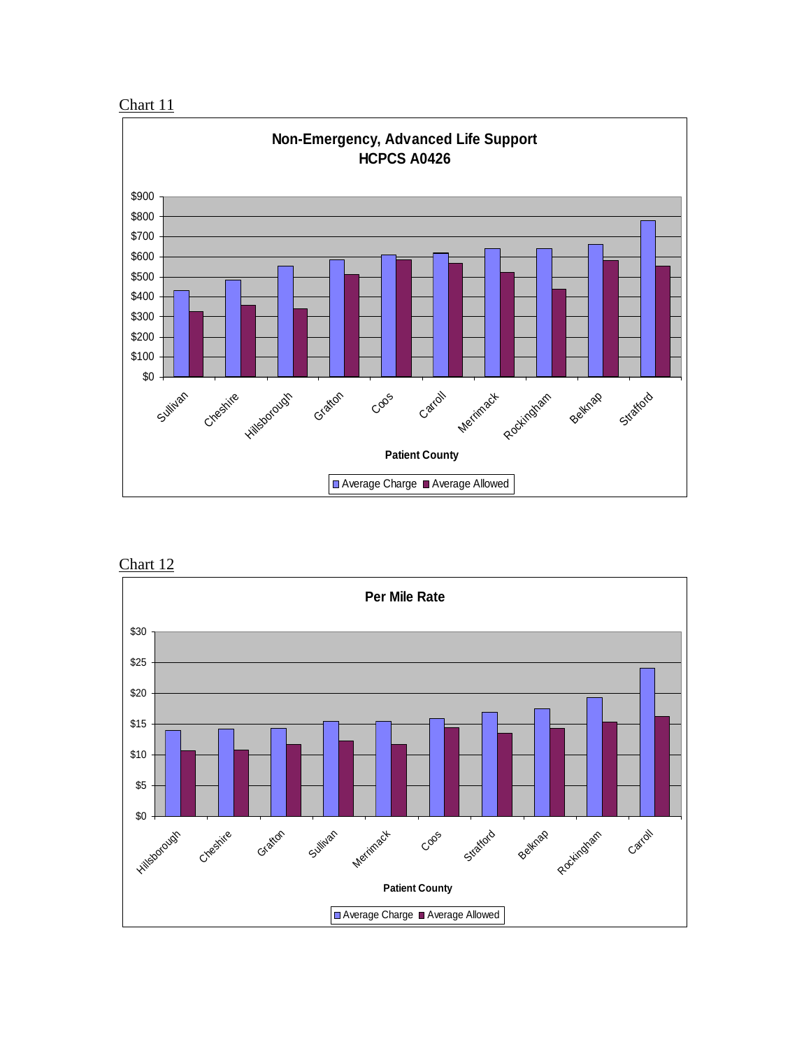Chart 11

**Non-Emergency, Advanced Life Support**
**HCPCS A0426**

Patient County: Sullivan, Cheshire, Hillsborough, Grafton, Coos, Carroll, Merrimack, Rockingham, Belknap, Strafford

Average Charge | Average Allowed

Chart 12

**Per Mile Rate**

Patient County: Hillsborough, Cheshire, Grafton, Sullivan, Merrimack, Coos, Strafford, Belknap, Rockingham, Carroll

Average Charge | Average Allowed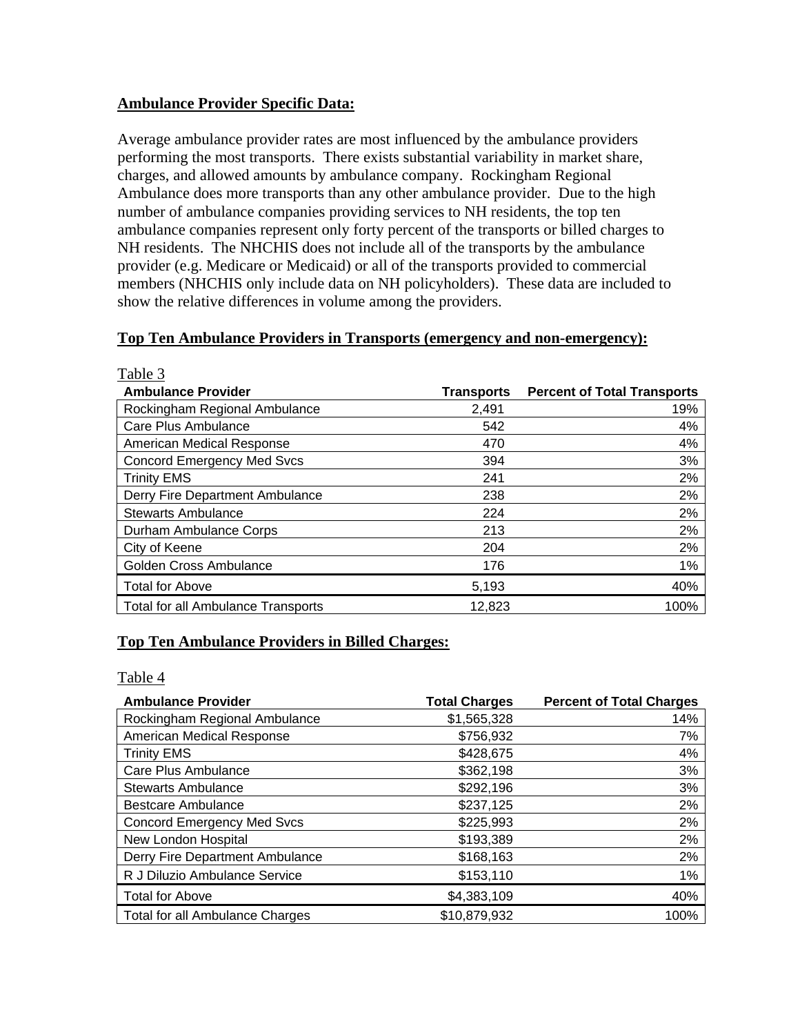**Ambulance Provider Specific Data:**

Average ambulance provider rates are most influenced by the ambulance providers performing the most transports. There exists substantial variability in market share, charges, and allowed amounts by ambulance company. Rockingham Regional Ambulance does more transports than any other ambulance provider. Due to the high number of ambulance companies providing services to NH residents, the top ten ambulance companies represent only forty percent of the transports or billed charges to NH residents. The NHCHIS does not include all of the transports by the ambulance provider (e.g. Medicare or Medicaid) or all of the transports provided to commercial members (NHCHIS only include data on NH policyholders). These data are included to show the relative differences in volume among the providers.

**Top Ten Ambulance Providers in Transports (emergency and non-emergency):**

Table 3

| Ambulance Provider | Transports | Percent of Total Transports |
|---|---|---|
| Rockingham Regional Ambulance | 2,491 | 19% |
| Care Plus Ambulance | 542 | 4% |
| American Medical Response | 470 | 4% |
| Concord Emergency Med Svcs | 394 | 3% |
| Trinity EMS | 241 | 2% |
| Derry Fire Department Ambulance | 238 | 2% |
| Stewarts Ambulance | 224 | 2% |
| Durham Ambulance Corps | 213 | 2% |
| City of Keene | 204 | 2% |
| Golden Cross Ambulance | 176 | 1% |
| Total for Above | 5,193 | 40% |
| Total for all Ambulance Transports | 12,823 | 100% |

**Top Ten Ambulance Providers in Billed Charges:**

Table 4

| Ambulance Provider | Total Charges | Percent of Total Charges |
|---|---|---|
| Rockingham Regional Ambulance | $1,565,328 | 14% |
| American Medical Response | $756,932 | 7% |
| Trinity EMS | $428,675 | 4% |
| Care Plus Ambulance | $362,198 | 3% |
| Stewarts Ambulance | $292,196 | 3% |
| Bestcare Ambulance | $237,125 | 2% |
| Concord Emergency Med Svcs | $225,993 | 2% |
| New London Hospital | $193,389 | 2% |
| Derry Fire Department Ambulance | $168,163 | 2% |
| R J Diluzio Ambulance Service | $153,110 | 1% |
| Total for Above | $4,383,109 | 40% |
| Total for all Ambulance Charges | $10,879,932 | 100% |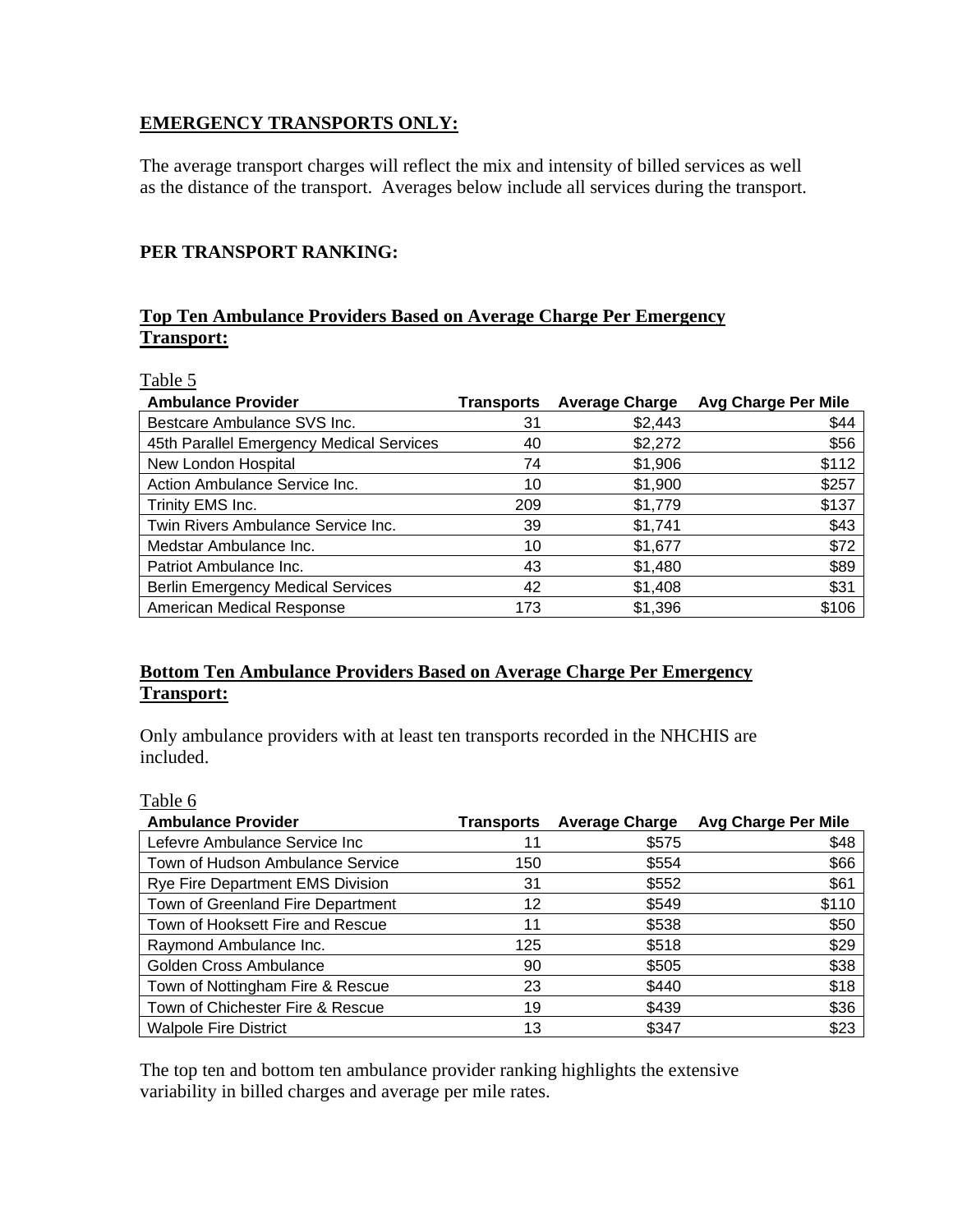**EMERGENCY TRANSPORTS ONLY:**

The average transport charges will reflect the mix and intensity of billed services as well as the distance of the transport. Averages below include all services during the transport.

**PER TRANSPORT RANKING:**

**Top Ten Ambulance Providers Based on Average Charge Per Emergency Transport:**

Table 5

| Ambulance Provider | Transports | Average Charge | Avg Charge Per Mile |
|---|---|---|---|
| Bestcare Ambulance SVS Inc. | 31 | $2,443 | $44 |
| 45th Parallel Emergency Medical Services | 40 | $2,272 | $56 |
| New London Hospital | 74 | $1,906 | $112 |
| Action Ambulance Service Inc. | 10 | $1,900 | $257 |
| Trinity EMS Inc. | 209 | $1,779 | $137 |
| Twin Rivers Ambulance Service Inc. | 39 | $1,741 | $43 |
| Medstar Ambulance Inc. | 10 | $1,677 | $72 |
| Patriot Ambulance Inc. | 43 | $1,480 | $89 |
| Berlin Emergency Medical Services | 42 | $1,408 | $31 |
| American Medical Response | 173 | $1,396 | $106 |

**Bottom Ten Ambulance Providers Based on Average Charge Per Emergency Transport:**

Only ambulance providers with at least ten transports recorded in the NHCHIS are included.

Table 6

| Ambulance Provider | Transports | Average Charge | Avg Charge Per Mile |
|---|---|---|---|
| Lefevre Ambulance Service Inc | 11 | $575 | $48 |
| Town of Hudson Ambulance Service | 150 | $554 | $66 |
| Rye Fire Department EMS Division | 31 | $552 | $61 |
| Town of Greenland Fire Department | 12 | $549 | $110 |
| Town of Hooksett Fire and Rescue | 11 | $538 | $50 |
| Raymond Ambulance Inc. | 125 | $518 | $29 |
| Golden Cross Ambulance | 90 | $505 | $38 |
| Town of Nottingham Fire & Rescue | 23 | $440 | $18 |
| Town of Chichester Fire & Rescue | 19 | $439 | $36 |
| Walpole Fire District | 13 | $347 | $23 |

The top ten and bottom ten ambulance provider ranking highlights the extensive variability in billed charges and average per mile rates.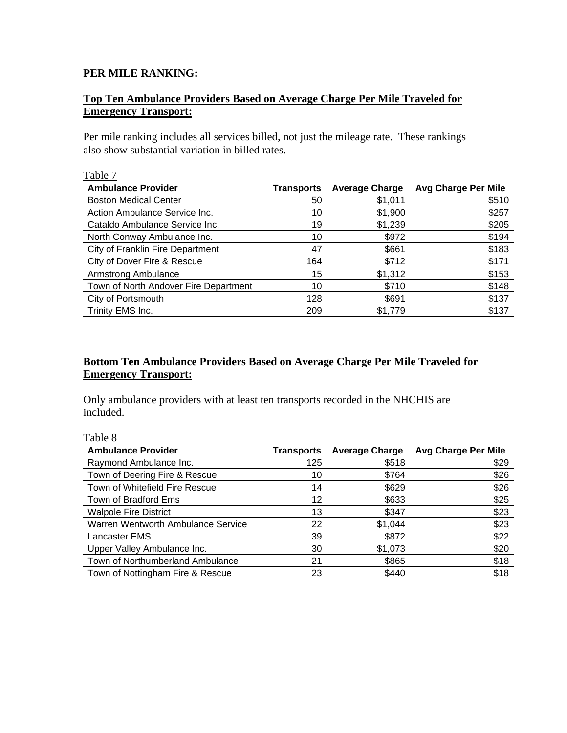**PER MILE RANKING:**

**Top Ten Ambulance Providers Based on Average Charge Per Mile Traveled for Emergency Transport:**

Per mile ranking includes all services billed, not just the mileage rate. These rankings also show substantial variation in billed rates.

Table 7

| Ambulance Provider | Transports | Average Charge | Avg Charge Per Mile |
|---|---|---|---|
| Boston Medical Center | 50 | $1,011 | $510 |
| Action Ambulance Service Inc. | 10 | $1,900 | $257 |
| Cataldo Ambulance Service Inc. | 19 | $1,239 | $205 |
| North Conway Ambulance Inc. | 10 | $972 | $194 |
| City of Franklin Fire Department | 47 | $661 | $183 |
| City of Dover Fire & Rescue | 164 | $712 | $171 |
| Armstrong Ambulance | 15 | $1,312 | $153 |
| Town of North Andover Fire Department | 10 | $710 | $148 |
| City of Portsmouth | 128 | $691 | $137 |
| Trinity EMS Inc. | 209 | $1,779 | $137 |

**Bottom Ten Ambulance Providers Based on Average Charge Per Mile Traveled for Emergency Transport:**

Only ambulance providers with at least ten transports recorded in the NHCHIS are included.

Table 8

| Ambulance Provider | Transports | Average Charge | Avg Charge Per Mile |
|---|---|---|---|
| Raymond Ambulance Inc. | 125 | $518 | $29 |
| Town of Deering Fire & Rescue | 10 | $764 | $26 |
| Town of Whitefield Fire Rescue | 14 | $629 | $26 |
| Town of Bradford Ems | 12 | $633 | $25 |
| Walpole Fire District | 13 | $347 | $23 |
| Warren Wentworth Ambulance Service | 22 | $1,044 | $23 |
| Lancaster EMS | 39 | $872 | $22 |
| Upper Valley Ambulance Inc. | 30 | $1,073 | $20 |
| Town of Northumberland Ambulance | 21 | $865 | $18 |
| Town of Nottingham Fire & Rescue | 23 | $440 | $18 |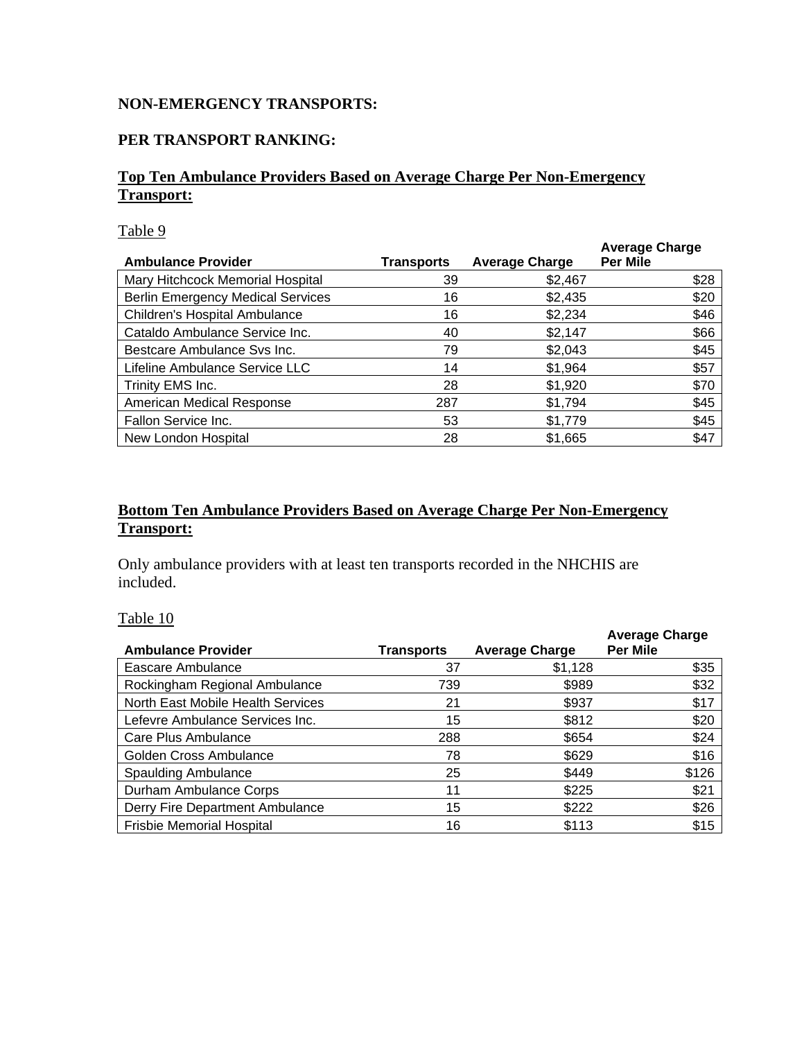**NON-EMERGENCY TRANSPORTS:**

**PER TRANSPORT RANKING:**

**Top Ten Ambulance Providers Based on Average Charge Per Non-Emergency Transport:**

Table 9

| Ambulance Provider | Transports | Average Charge | Average Charge Per Mile |
|---|---|---|---|
| Mary Hitchcock Memorial Hospital | 39 | $2,467 | $28 |
| Berlin Emergency Medical Services | 16 | $2,435 | $20 |
| Children's Hospital Ambulance | 16 | $2,234 | $46 |
| Cataldo Ambulance Service Inc. | 40 | $2,147 | $66 |
| Bestcare Ambulance Svs Inc. | 79 | $2,043 | $45 |
| Lifeline Ambulance Service LLC | 14 | $1,964 | $57 |
| Trinity EMS Inc. | 28 | $1,920 | $70 |
| American Medical Response | 287 | $1,794 | $45 |
| Fallon Service Inc. | 53 | $1,779 | $45 |
| New London Hospital | 28 | $1,665 | $47 |

**Bottom Ten Ambulance Providers Based on Average Charge Per Non-Emergency Transport:**

Only ambulance providers with at least ten transports recorded in the NHCHIS are included.

Table 10

| Ambulance Provider | Transports | Average Charge | Average Charge Per Mile |
|---|---|---|---|
| Eascare Ambulance | 37 | $1,128 | $35 |
| Rockingham Regional Ambulance | 739 | $989 | $32 |
| North East Mobile Health Services | 21 | $937 | $17 |
| Lefevre Ambulance Services Inc. | 15 | $812 | $20 |
| Care Plus Ambulance | 288 | $654 | $24 |
| Golden Cross Ambulance | 78 | $629 | $16 |
| Spaulding Ambulance | 25 | $449 | $126 |
| Durham Ambulance Corps | 11 | $225 | $21 |
| Derry Fire Department Ambulance | 15 | $222 | $26 |
| Frisbie Memorial Hospital | 16 | $113 | $15 |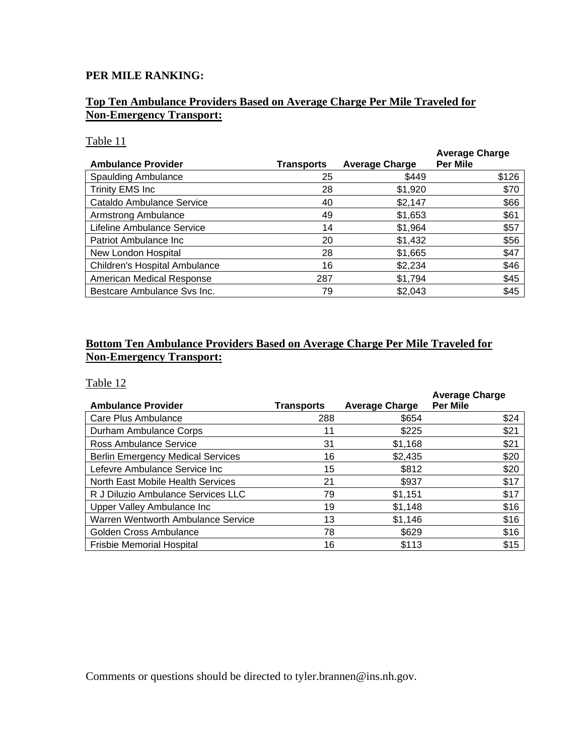**PER MILE RANKING:**

**Top Ten Ambulance Providers Based on Average Charge Per Mile Traveled for Non-Emergency Transport:**

Table 11

| Ambulance Provider | Transports | Average Charge | Average Charge Per Mile |
|---|---|---|---|
| Spaulding Ambulance | 25 | $449 | $126 |
| Trinity EMS Inc | 28 | $1,920 | $70 |
| Cataldo Ambulance Service | 40 | $2,147 | $66 |
| Armstrong Ambulance | 49 | $1,653 | $61 |
| Lifeline Ambulance Service | 14 | $1,964 | $57 |
| Patriot Ambulance Inc | 20 | $1,432 | $56 |
| New London Hospital | 28 | $1,665 | $47 |
| Children's Hospital Ambulance | 16 | $2,234 | $46 |
| American Medical Response | 287 | $1,794 | $45 |
| Bestcare Ambulance Svs Inc. | 79 | $2,043 | $45 |

**Bottom Ten Ambulance Providers Based on Average Charge Per Mile Traveled for Non-Emergency Transport:**

Table 12

| Ambulance Provider | Transports | Average Charge | Average Charge Per Mile |
|---|---|---|---|
| Care Plus Ambulance | 288 | $654 | $24 |
| Durham Ambulance Corps | 11 | $225 | $21 |
| Ross Ambulance Service | 31 | $1,168 | $21 |
| Berlin Emergency Medical Services | 16 | $2,435 | $20 |
| Lefevre Ambulance Service Inc | 15 | $812 | $20 |
| North East Mobile Health Services | 21 | $937 | $17 |
| R J Diluzio Ambulance Services LLC | 79 | $1,151 | $17 |
| Upper Valley Ambulance Inc | 19 | $1,148 | $16 |
| Warren Wentworth Ambulance Service | 13 | $1,146 | $16 |
| Golden Cross Ambulance | 78 | $629 | $16 |
| Frisbie Memorial Hospital | 16 | $113 | $15 |

Comments or questions should be directed to tyler.brannen@ins.nh.gov.